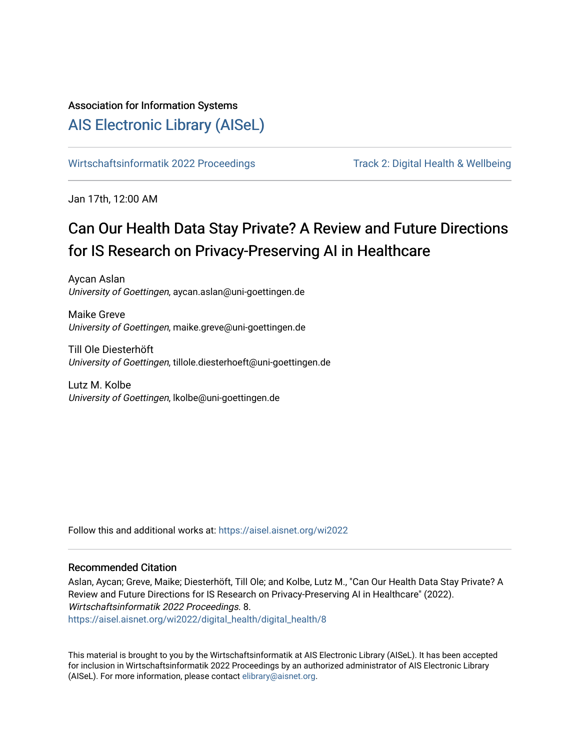Association for Information Systems

# AIS Electronic Library (AISeL)

Wirtschaftsinformatik 2022 Proceedings

Track 2: Digital Health & Wellbeing

Jan 17th, 12:00 AM

## Can Our Health Data Stay Private? A Review and Future Directions for IS Research on Privacy-Preserving AI in Healthcare

Aycan Aslan
*University of Goettingen*, aycan.aslan@uni-goettingen.de

Maike Greve
*University of Goettingen*, maike.greve@uni-goettingen.de

Till Ole Diesterhöft
*University of Goettingen*, tillole.diesterhoeft@uni-goettingen.de

Lutz M. Kolbe
*University of Goettingen*, lkolbe@uni-goettingen.de

Follow this and additional works at: https://aisel.aisnet.org/wi2022

### Recommended Citation

Aslan, Aycan; Greve, Maike; Diesterhöft, Till Ole; and Kolbe, Lutz M., "Can Our Health Data Stay Private? A Review and Future Directions for IS Research on Privacy-Preserving AI in Healthcare" (2022). *Wirtschaftsinformatik 2022 Proceedings*. 8.
https://aisel.aisnet.org/wi2022/digital_health/digital_health/8

This material is brought to you by the Wirtschaftsinformatik at AIS Electronic Library (AISeL). It has been accepted for inclusion in Wirtschaftsinformatik 2022 Proceedings by an authorized administrator of AIS Electronic Library (AISeL). For more information, please contact elibrary@aisnet.org.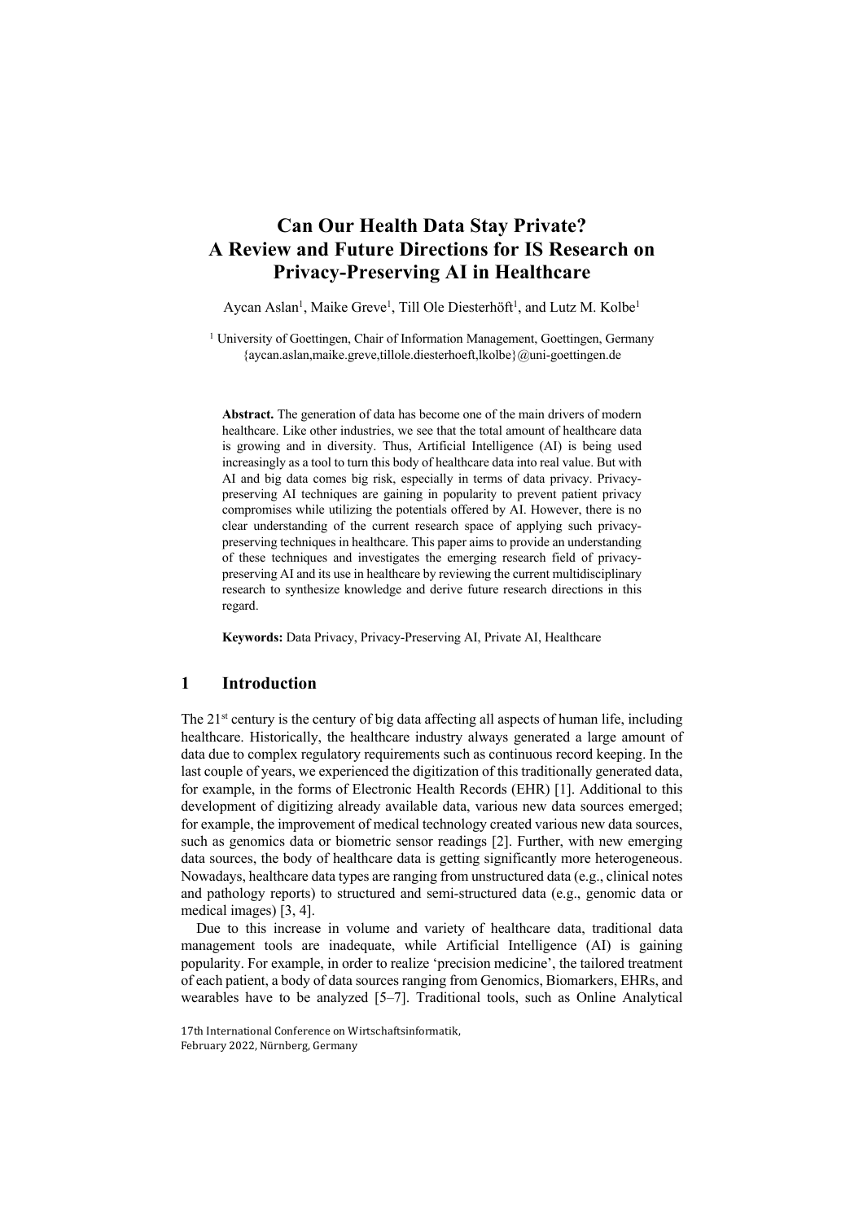# Can Our Health Data Stay Private? A Review and Future Directions for IS Research on Privacy-Preserving AI in Healthcare

Aycan Aslan[1], Maike Greve[1], Till Ole Diesterhöft[1], and Lutz M. Kolbe[1]

[1] University of Goettingen, Chair of Information Management, Goettingen, Germany
{aycan.aslan,maike.greve,tillole.diesterhoeft,lkolbe}@uni-goettingen.de

**Abstract.** The generation of data has become one of the main drivers of modern healthcare. Like other industries, we see that the total amount of healthcare data is growing and in diversity. Thus, Artificial Intelligence (AI) is being used increasingly as a tool to turn this body of healthcare data into real value. But with AI and big data comes big risk, especially in terms of data privacy. Privacy-preserving AI techniques are gaining in popularity to prevent patient privacy compromises while utilizing the potentials offered by AI. However, there is no clear understanding of the current research space of applying such privacy-preserving techniques in healthcare. This paper aims to provide an understanding of these techniques and investigates the emerging research field of privacy-preserving AI and its use in healthcare by reviewing the current multidisciplinary research to synthesize knowledge and derive future research directions in this regard.

**Keywords:** Data Privacy, Privacy-Preserving AI, Private AI, Healthcare

## 1 Introduction

The 21st century is the century of big data affecting all aspects of human life, including healthcare. Historically, the healthcare industry always generated a large amount of data due to complex regulatory requirements such as continuous record keeping. In the last couple of years, we experienced the digitization of this traditionally generated data, for example, in the forms of Electronic Health Records (EHR) [1]. Additional to this development of digitizing already available data, various new data sources emerged; for example, the improvement of medical technology created various new data sources, such as genomics data or biometric sensor readings [2]. Further, with new emerging data sources, the body of healthcare data is getting significantly more heterogeneous. Nowadays, healthcare data types are ranging from unstructured data (e.g., clinical notes and pathology reports) to structured and semi-structured data (e.g., genomic data or medical images) [3, 4].

Due to this increase in volume and variety of healthcare data, traditional data management tools are inadequate, while Artificial Intelligence (AI) is gaining popularity. For example, in order to realize 'precision medicine', the tailored treatment of each patient, a body of data sources ranging from Genomics, Biomarkers, EHRs, and wearables have to be analyzed [5–7]. Traditional tools, such as Online Analytical

17th International Conference on Wirtschaftsinformatik,
February 2022, Nürnberg, Germany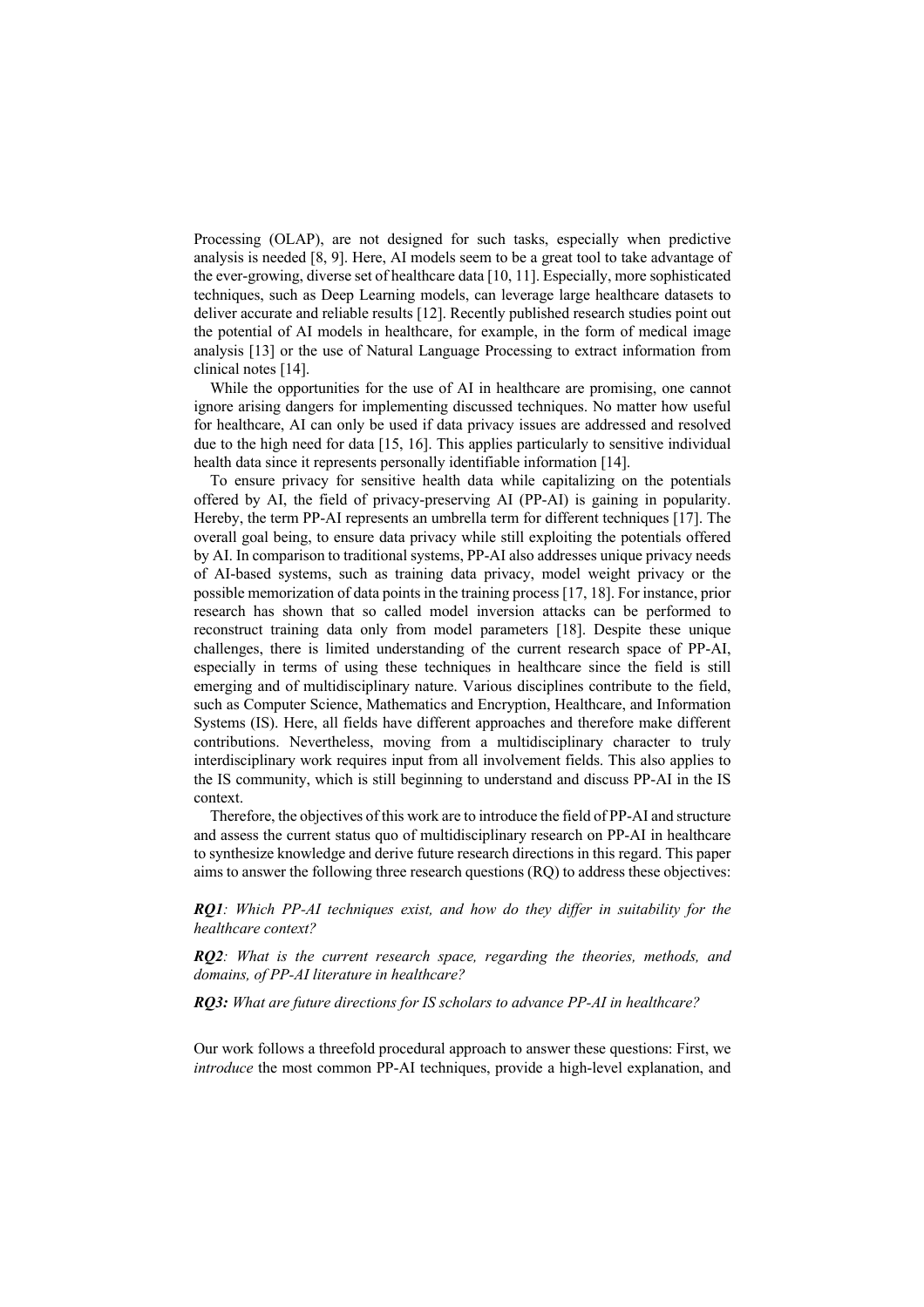Processing (OLAP), are not designed for such tasks, especially when predictive analysis is needed [8, 9]. Here, AI models seem to be a great tool to take advantage of the ever-growing, diverse set of healthcare data [10, 11]. Especially, more sophisticated techniques, such as Deep Learning models, can leverage large healthcare datasets to deliver accurate and reliable results [12]. Recently published research studies point out the potential of AI models in healthcare, for example, in the form of medical image analysis [13] or the use of Natural Language Processing to extract information from clinical notes [14].

While the opportunities for the use of AI in healthcare are promising, one cannot ignore arising dangers for implementing discussed techniques. No matter how useful for healthcare, AI can only be used if data privacy issues are addressed and resolved due to the high need for data [15, 16]. This applies particularly to sensitive individual health data since it represents personally identifiable information [14].

To ensure privacy for sensitive health data while capitalizing on the potentials offered by AI, the field of privacy-preserving AI (PP-AI) is gaining in popularity. Hereby, the term PP-AI represents an umbrella term for different techniques [17]. The overall goal being, to ensure data privacy while still exploiting the potentials offered by AI. In comparison to traditional systems, PP-AI also addresses unique privacy needs of AI-based systems, such as training data privacy, model weight privacy or the possible memorization of data points in the training process [17, 18]. For instance, prior research has shown that so called model inversion attacks can be performed to reconstruct training data only from model parameters [18]. Despite these unique challenges, there is limited understanding of the current research space of PP-AI, especially in terms of using these techniques in healthcare since the field is still emerging and of multidisciplinary nature. Various disciplines contribute to the field, such as Computer Science, Mathematics and Encryption, Healthcare, and Information Systems (IS). Here, all fields have different approaches and therefore make different contributions. Nevertheless, moving from a multidisciplinary character to truly interdisciplinary work requires input from all involvement fields. This also applies to the IS community, which is still beginning to understand and discuss PP-AI in the IS context.

Therefore, the objectives of this work are to introduce the field of PP-AI and structure and assess the current status quo of multidisciplinary research on PP-AI in healthcare to synthesize knowledge and derive future research directions in this regard. This paper aims to answer the following three research questions (RQ) to address these objectives:

***RQ1****: Which PP-AI techniques exist, and how do they differ in suitability for the healthcare context?*

***RQ2****: What is the current research space, regarding the theories, methods, and domains, of PP-AI literature in healthcare?*

***RQ3:*** *What are future directions for IS scholars to advance PP-AI in healthcare?*

Our work follows a threefold procedural approach to answer these questions: First, we *introduce* the most common PP-AI techniques, provide a high-level explanation, and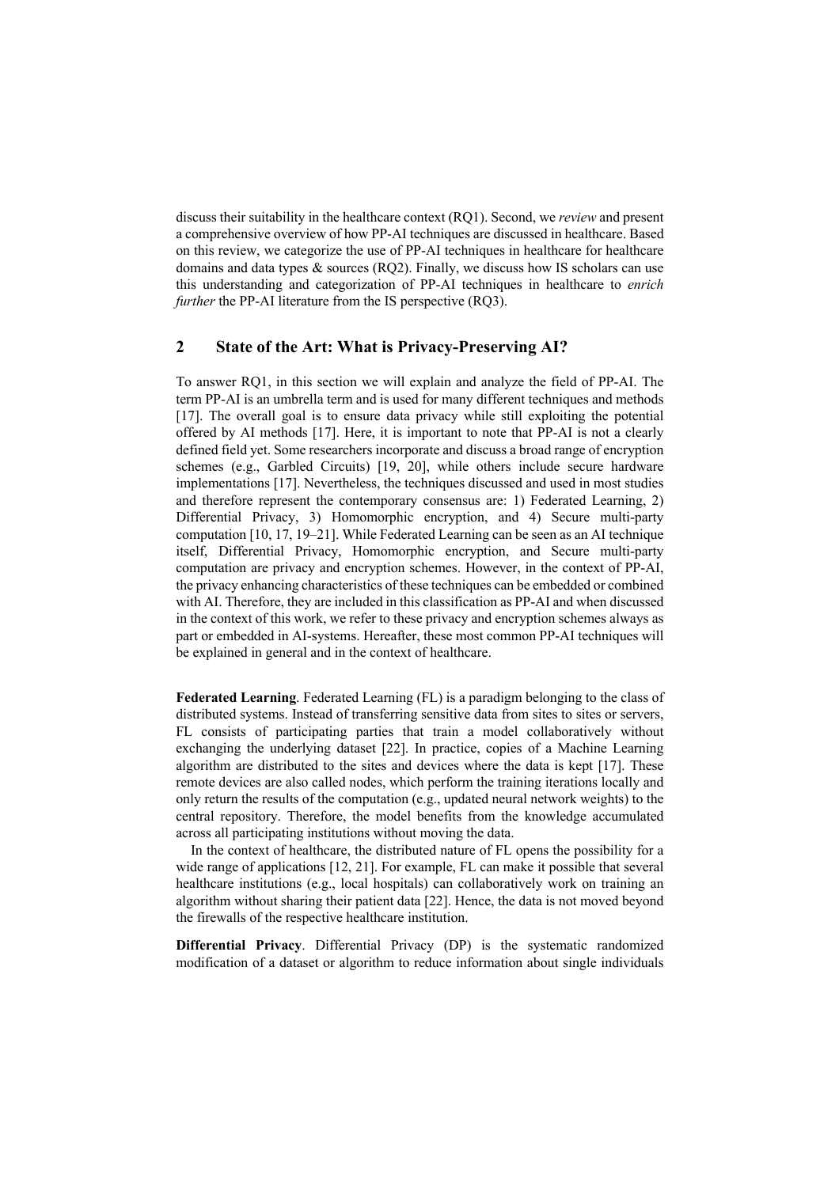discuss their suitability in the healthcare context (RQ1). Second, we *review* and present a comprehensive overview of how PP-AI techniques are discussed in healthcare. Based on this review, we categorize the use of PP-AI techniques in healthcare for healthcare domains and data types & sources (RQ2). Finally, we discuss how IS scholars can use this understanding and categorization of PP-AI techniques in healthcare to *enrich further* the PP-AI literature from the IS perspective (RQ3).

## 2 State of the Art: What is Privacy-Preserving AI?

To answer RQ1, in this section we will explain and analyze the field of PP-AI. The term PP-AI is an umbrella term and is used for many different techniques and methods [17]. The overall goal is to ensure data privacy while still exploiting the potential offered by AI methods [17]. Here, it is important to note that PP-AI is not a clearly defined field yet. Some researchers incorporate and discuss a broad range of encryption schemes (e.g., Garbled Circuits) [19, 20], while others include secure hardware implementations [17]. Nevertheless, the techniques discussed and used in most studies and therefore represent the contemporary consensus are: 1) Federated Learning, 2) Differential Privacy, 3) Homomorphic encryption, and 4) Secure multi-party computation [10, 17, 19–21]. While Federated Learning can be seen as an AI technique itself, Differential Privacy, Homomorphic encryption, and Secure multi-party computation are privacy and encryption schemes. However, in the context of PP-AI, the privacy enhancing characteristics of these techniques can be embedded or combined with AI. Therefore, they are included in this classification as PP-AI and when discussed in the context of this work, we refer to these privacy and encryption schemes always as part or embedded in AI-systems. Hereafter, these most common PP-AI techniques will be explained in general and in the context of healthcare.

**Federated Learning**. Federated Learning (FL) is a paradigm belonging to the class of distributed systems. Instead of transferring sensitive data from sites to sites or servers, FL consists of participating parties that train a model collaboratively without exchanging the underlying dataset [22]. In practice, copies of a Machine Learning algorithm are distributed to the sites and devices where the data is kept [17]. These remote devices are also called nodes, which perform the training iterations locally and only return the results of the computation (e.g., updated neural network weights) to the central repository. Therefore, the model benefits from the knowledge accumulated across all participating institutions without moving the data.

In the context of healthcare, the distributed nature of FL opens the possibility for a wide range of applications [12, 21]. For example, FL can make it possible that several healthcare institutions (e.g., local hospitals) can collaboratively work on training an algorithm without sharing their patient data [22]. Hence, the data is not moved beyond the firewalls of the respective healthcare institution.

**Differential Privacy**. Differential Privacy (DP) is the systematic randomized modification of a dataset or algorithm to reduce information about single individuals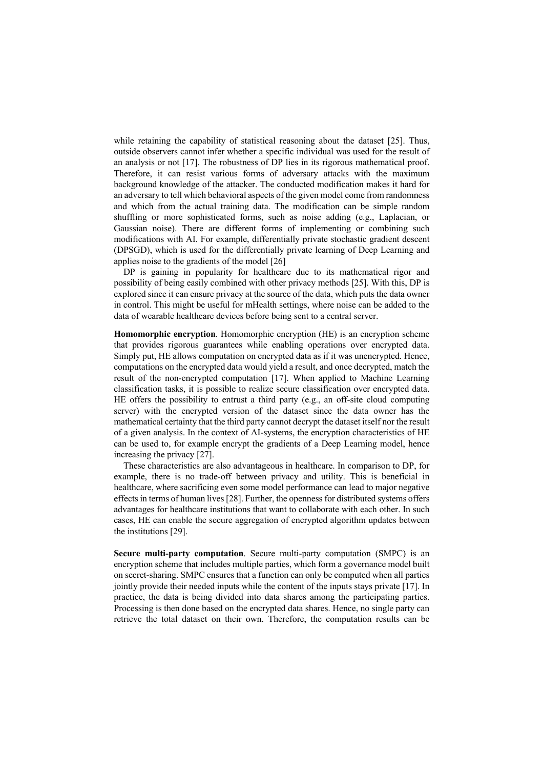while retaining the capability of statistical reasoning about the dataset [25]. Thus, outside observers cannot infer whether a specific individual was used for the result of an analysis or not [17]. The robustness of DP lies in its rigorous mathematical proof. Therefore, it can resist various forms of adversary attacks with the maximum background knowledge of the attacker. The conducted modification makes it hard for an adversary to tell which behavioral aspects of the given model come from randomness and which from the actual training data. The modification can be simple random shuffling or more sophisticated forms, such as noise adding (e.g., Laplacian, or Gaussian noise). There are different forms of implementing or combining such modifications with AI. For example, differentially private stochastic gradient descent (DPSGD), which is used for the differentially private learning of Deep Learning and applies noise to the gradients of the model [26]

DP is gaining in popularity for healthcare due to its mathematical rigor and possibility of being easily combined with other privacy methods [25]. With this, DP is explored since it can ensure privacy at the source of the data, which puts the data owner in control. This might be useful for mHealth settings, where noise can be added to the data of wearable healthcare devices before being sent to a central server.

**Homomorphic encryption**. Homomorphic encryption (HE) is an encryption scheme that provides rigorous guarantees while enabling operations over encrypted data. Simply put, HE allows computation on encrypted data as if it was unencrypted. Hence, computations on the encrypted data would yield a result, and once decrypted, match the result of the non-encrypted computation [17]. When applied to Machine Learning classification tasks, it is possible to realize secure classification over encrypted data. HE offers the possibility to entrust a third party (e.g., an off-site cloud computing server) with the encrypted version of the dataset since the data owner has the mathematical certainty that the third party cannot decrypt the dataset itself nor the result of a given analysis. In the context of AI-systems, the encryption characteristics of HE can be used to, for example encrypt the gradients of a Deep Learning model, hence increasing the privacy [27].

These characteristics are also advantageous in healthcare. In comparison to DP, for example, there is no trade-off between privacy and utility. This is beneficial in healthcare, where sacrificing even some model performance can lead to major negative effects in terms of human lives [28]. Further, the openness for distributed systems offers advantages for healthcare institutions that want to collaborate with each other. In such cases, HE can enable the secure aggregation of encrypted algorithm updates between the institutions [29].

**Secure multi-party computation**. Secure multi-party computation (SMPC) is an encryption scheme that includes multiple parties, which form a governance model built on secret-sharing. SMPC ensures that a function can only be computed when all parties jointly provide their needed inputs while the content of the inputs stays private [17]. In practice, the data is being divided into data shares among the participating parties. Processing is then done based on the encrypted data shares. Hence, no single party can retrieve the total dataset on their own. Therefore, the computation results can be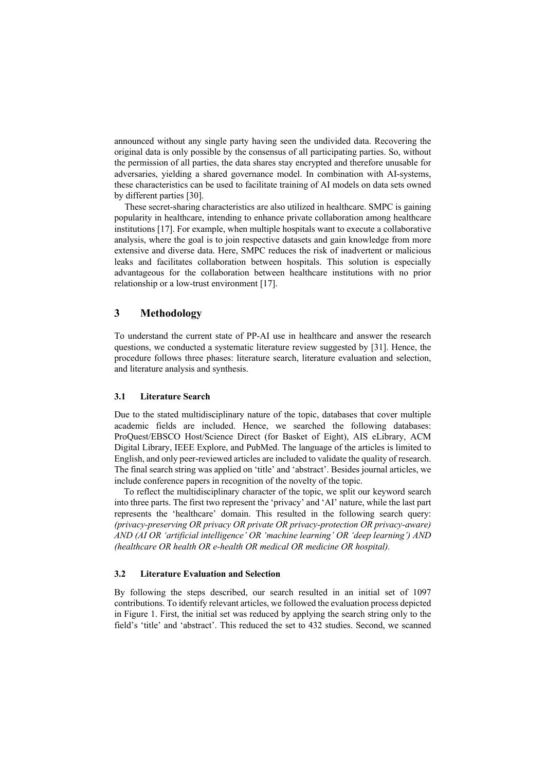announced without any single party having seen the undivided data. Recovering the original data is only possible by the consensus of all participating parties. So, without the permission of all parties, the data shares stay encrypted and therefore unusable for adversaries, yielding a shared governance model. In combination with AI-systems, these characteristics can be used to facilitate training of AI models on data sets owned by different parties [30].

These secret-sharing characteristics are also utilized in healthcare. SMPC is gaining popularity in healthcare, intending to enhance private collaboration among healthcare institutions [17]. For example, when multiple hospitals want to execute a collaborative analysis, where the goal is to join respective datasets and gain knowledge from more extensive and diverse data. Here, SMPC reduces the risk of inadvertent or malicious leaks and facilitates collaboration between hospitals. This solution is especially advantageous for the collaboration between healthcare institutions with no prior relationship or a low-trust environment [17].

## 3 Methodology

To understand the current state of PP-AI use in healthcare and answer the research questions, we conducted a systematic literature review suggested by [31]. Hence, the procedure follows three phases: literature search, literature evaluation and selection, and literature analysis and synthesis.

### 3.1 Literature Search

Due to the stated multidisciplinary nature of the topic, databases that cover multiple academic fields are included. Hence, we searched the following databases: ProQuest/EBSCO Host/Science Direct (for Basket of Eight), AIS eLibrary, ACM Digital Library, IEEE Explore, and PubMed. The language of the articles is limited to English, and only peer-reviewed articles are included to validate the quality of research. The final search string was applied on 'title' and 'abstract'. Besides journal articles, we include conference papers in recognition of the novelty of the topic.

To reflect the multidisciplinary character of the topic, we split our keyword search into three parts. The first two represent the 'privacy' and 'AI' nature, while the last part represents the 'healthcare' domain. This resulted in the following search query: *(privacy-preserving OR privacy OR private OR privacy-protection OR privacy-aware) AND (AI OR 'artificial intelligence' OR 'machine learning' OR 'deep learning') AND (healthcare OR health OR e-health OR medical OR medicine OR hospital).*

### 3.2 Literature Evaluation and Selection

By following the steps described, our search resulted in an initial set of 1097 contributions. To identify relevant articles, we followed the evaluation process depicted in Figure 1. First, the initial set was reduced by applying the search string only to the field's 'title' and 'abstract'. This reduced the set to 432 studies. Second, we scanned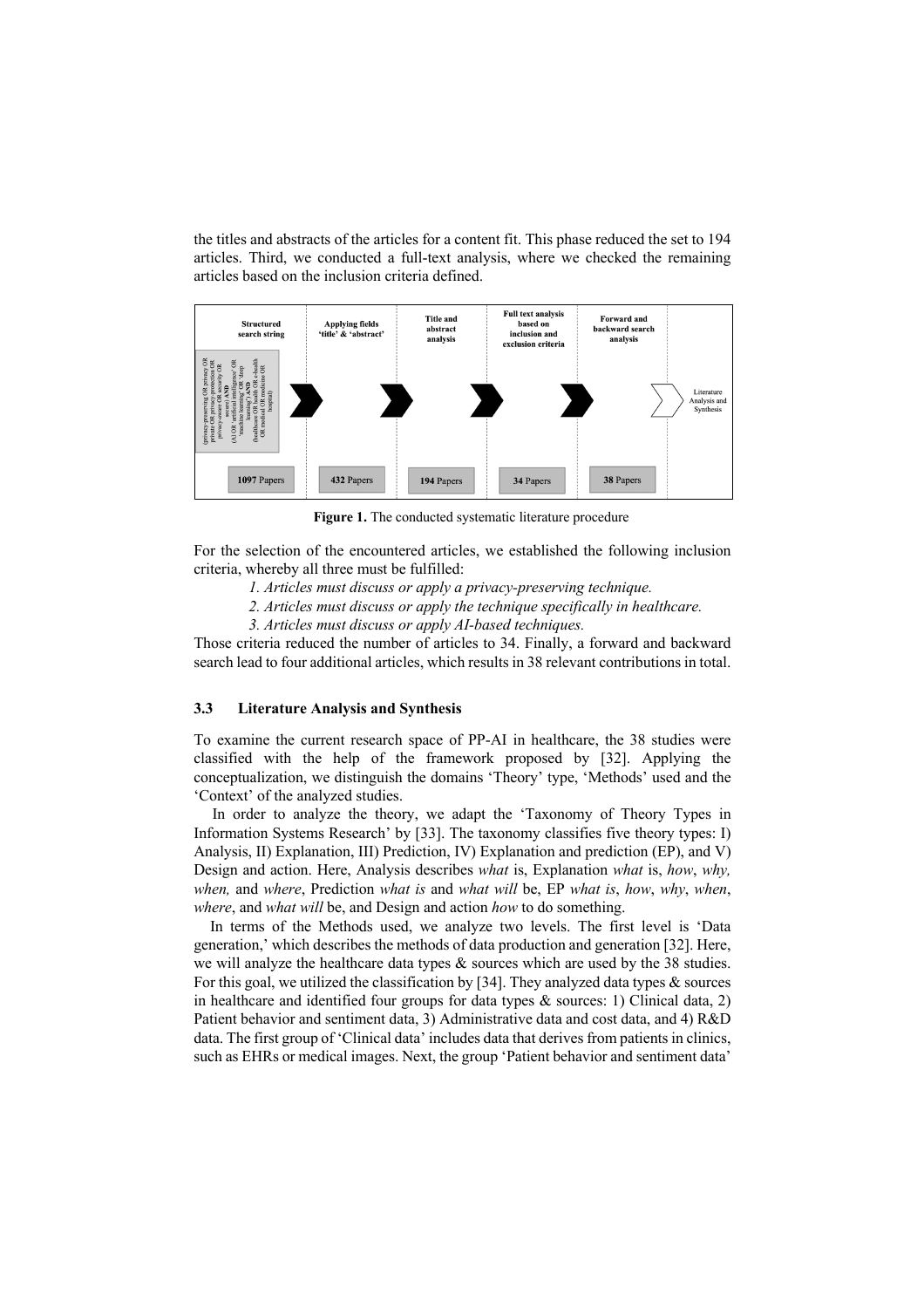the titles and abstracts of the articles for a content fit. This phase reduced the set to 194 articles. Third, we conducted a full-text analysis, where we checked the remaining articles based on the inclusion criteria defined.

Structured search string

(privacy-preserving OR privacy OR private OR privacy-protection OR privacy-aware OR security OR secure) **AND** (AI OR artificial intelligence' OR 'machine learning' OR 'deep learning') **AND** (healthcare OR health OR e-health OR medical OR medicine OR hospital)

Applying fields 'title' & 'abstract'

Title and abstract analysis

Full text analysis based on inclusion and exclusion criteria

Forward and backward search analysis

Literature Analysis and Synthesis

**1097** Papers

**432** Papers

**194** Papers

**34** Papers

**38** Papers

**Figure 1.** The conducted systematic literature procedure

For the selection of the encountered articles, we established the following inclusion criteria, whereby all three must be fulfilled:

*1. Articles must discuss or apply a privacy-preserving technique.*

*2. Articles must discuss or apply the technique specifically in healthcare.*

*3. Articles must discuss or apply AI-based techniques.*

Those criteria reduced the number of articles to 34. Finally, a forward and backward search lead to four additional articles, which results in 38 relevant contributions in total.

### 3.3 Literature Analysis and Synthesis

To examine the current research space of PP-AI in healthcare, the 38 studies were classified with the help of the framework proposed by [32]. Applying the conceptualization, we distinguish the domains 'Theory' type, 'Methods' used and the 'Context' of the analyzed studies.

In order to analyze the theory, we adapt the 'Taxonomy of Theory Types in Information Systems Research' by [33]. The taxonomy classifies five theory types: I) Analysis, II) Explanation, III) Prediction, IV) Explanation and prediction (EP), and V) Design and action. Here, Analysis describes *what* is, Explanation *what* is, *how*, *why, when,* and *where*, Prediction *what is* and *what will* be, EP *what is*, *how*, *why*, *when*, *where*, and *what will* be, and Design and action *how* to do something.

In terms of the Methods used, we analyze two levels. The first level is 'Data generation,' which describes the methods of data production and generation [32]. Here, we will analyze the healthcare data types & sources which are used by the 38 studies. For this goal, we utilized the classification by [34]. They analyzed data types & sources in healthcare and identified four groups for data types & sources: 1) Clinical data, 2) Patient behavior and sentiment data, 3) Administrative data and cost data, and 4) R&D data. The first group of 'Clinical data' includes data that derives from patients in clinics, such as EHRs or medical images. Next, the group 'Patient behavior and sentiment data'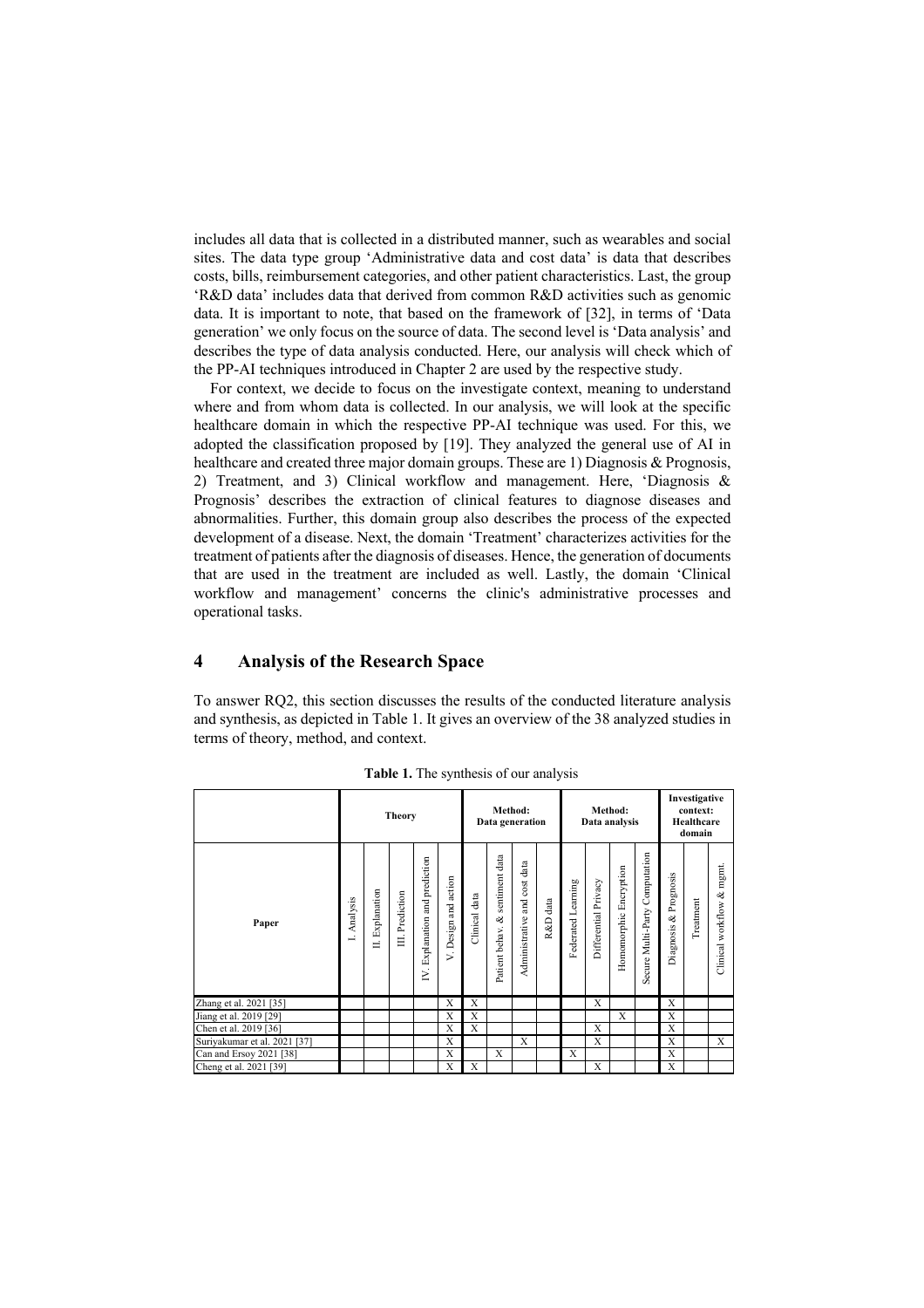includes all data that is collected in a distributed manner, such as wearables and social sites. The data type group 'Administrative data and cost data' is data that describes costs, bills, reimbursement categories, and other patient characteristics. Last, the group 'R&D data' includes data that derived from common R&D activities such as genomic data. It is important to note, that based on the framework of [32], in terms of 'Data generation' we only focus on the source of data. The second level is 'Data analysis' and describes the type of data analysis conducted. Here, our analysis will check which of the PP-AI techniques introduced in Chapter 2 are used by the respective study.

For context, we decide to focus on the investigate context, meaning to understand where and from whom data is collected. In our analysis, we will look at the specific healthcare domain in which the respective PP-AI technique was used. For this, we adopted the classification proposed by [19]. They analyzed the general use of AI in healthcare and created three major domain groups. These are 1) Diagnosis & Prognosis, 2) Treatment, and 3) Clinical workflow and management. Here, 'Diagnosis & Prognosis' describes the extraction of clinical features to diagnose diseases and abnormalities. Further, this domain group also describes the process of the expected development of a disease. Next, the domain 'Treatment' characterizes activities for the treatment of patients after the diagnosis of diseases. Hence, the generation of documents that are used in the treatment are included as well. Lastly, the domain 'Clinical workflow and management' concerns the clinic's administrative processes and operational tasks.

# 4 Analysis of the Research Space

To answer RQ2, this section discusses the results of the conducted literature analysis and synthesis, as depicted in Table 1. It gives an overview of the 38 analyzed studies in terms of theory, method, and context.

**Table 1.** The synthesis of our analysis

| | Theory | | | | | Method: Data generation | | | | Method: Data analysis | | | | Investigative context: Healthcare domain | | |
|---|---|---|---|---|---|---|---|---|---|---|---|---|---|---|---|---|
| Paper | I. Analysis | II. Explanation | III. Prediction | IV. Explanation and prediction | V. Design and action | Clinical data | Patient behav. & sentiment data | Administrative and cost data | R&D data | Federated Learning | Differential Privacy | Homomorphic Encryption | Secure Multi-Party Computation | Diagnosis & Prognosis | Treatment | Clinical workflow & mgmt. |
| Zhang et al. 2021 [35] | | | | | X | X | | | | | X | | | X | | |
| Jiang et al. 2019 [29] | | | | | X | X | | | | | | X | | X | | |
| Chen et al. 2019 [36] | | | | | X | X | | | | | X | | | X | | |
| Suriyakumar et al. 2021 [37] | | | | | X | | | X | | | X | | | X | | X |
| Can and Ersoy 2021 [38] | | | | | X | | X | | | X | | | | X | | |
| Cheng et al. 2021 [39] | | | | | X | X | | | | | X | | | X | | |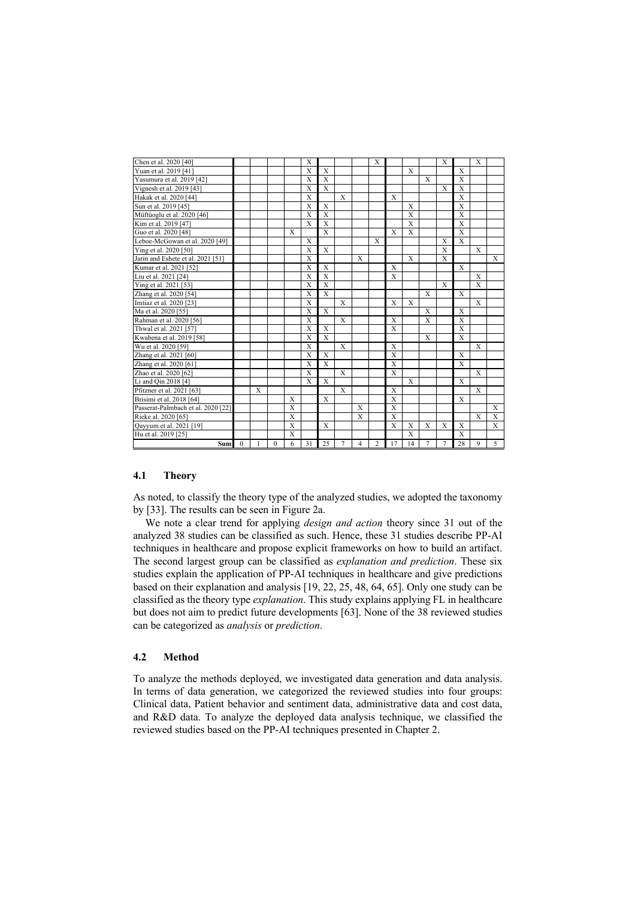| | | | | | | | | | | | | | | | | |
|---|---|---|---|---|---|---|---|---|---|---|---|---|---|---|---|---|
| Chen et al. 2020 [40] | | | | | X | | | | X | | | | X | | X | |
| Yuan et al. 2019 [41] | | | | | X | X | | | | | X | | | X | | |
| Yasumura et al. 2019 [42] | | | | | X | X | | | | | | X | | X | | |
| Vignesh et al. 2019 [43] | | | | | X | X | | | | | | | X | X | | |
| Hakak et al. 2020 [44] | | | | | X | | X | | | X | | | | X | | |
| Sun et al. 2019 [45] | | | | | X | X | | | | | X | | | X | | |
| Müftüoglu et al. 2020 [46] | | | | | X | X | | | | | X | | | X | | |
| Kim et al. 2019 [47] | | | | | X | X | | | | | X | | | X | | |
| Guo et al. 2020 [48] | | | | X | | X | | | | X | X | | | X | | |
| Leboe-McGowan et al. 2020 [49] | | | | | X | | | | X | | | | X | X | | |
| Ying et al. 2020 [50] | | | | | X | X | | | | | | | X | | X | |
| Jarin and Eshete et al. 2021 [51] | | | | | X | | | X | | | X | | X | | | X |
| Kumar et al. 2021 [52] | | | | | X | X | | | | X | | | | X | | |
| Liu et al. 2021 [24] | | | | | X | X | | | | X | | | | | X | |
| Ying et al. 2021 [53] | | | | | X | X | | | | | | | X | | X | |
| Zhang et al. 2020 [54] | | | | | X | X | | | | | | X | | X | | |
| Imtiaz et al. 2020 [23] | | | | | X | | X | | | X | X | | | | X | |
| Ma et al. 2020 [55] | | | | | X | X | | | | | | X | | X | | |
| Rahman et al. 2020 [56] | | | | | X | | X | | | X | | X | | X | | |
| Thwal et al. 2021 [57] | | | | | X | X | | | | X | | | | X | | |
| Kwabena et al. 2019 [58] | | | | | X | X | | | | | | X | | X | | |
| Wu et al. 2020 [59] | | | | | X | | X | | | X | | | | | X | |
| Zhang et al. 2021 [60] | | | | | X | X | | | | X | | | | X | | |
| Zhang et al. 2020 [61] | | | | | X | X | | | | X | | | | X | | |
| Zhao et al. 2020 [62] | | | | | X | | X | | | X | | | | | X | |
| Li and Qin 2018 [4] | | | | | X | X | | | | | X | | | X | | |
| Pfitzner et al. 2021 [63] | | X | | | | | X | | | X | | | | | X | |
| Brisimi et al. 2018 [64] | | | | X | | X | | | | X | | | | X | | |
| Passerat-Palmbach et al. 2020 [22] | | | | X | | | | X | | X | | | | | | X |
| Rieke al. 2020 [65] | | | | X | | | | X | | X | | | | | X | X |
| Qayyum et al. 2021 [19] | | | | X | | X | | | | X | X | X | X | X | | X |
| Hu et al. 2019 [25] | | | | X | | | | | | | X | | | X | | |
| **Sum** | 0 | 1 | 0 | 6 | 31 | 25 | 7 | 4 | 2 | 17 | 14 | 7 | 7 | 28 | 9 | 5 |

### 4.1 Theory

As noted, to classify the theory type of the analyzed studies, we adopted the taxonomy by [33]. The results can be seen in Figure 2a.

We note a clear trend for applying *design and action* theory since 31 out of the analyzed 38 studies can be classified as such. Hence, these 31 studies describe PP-AI techniques in healthcare and propose explicit frameworks on how to build an artifact. The second largest group can be classified as *explanation and prediction*. These six studies explain the application of PP-AI techniques in healthcare and give predictions based on their explanation and analysis [19, 22, 25, 48, 64, 65]. Only one study can be classified as the theory type *explanation*. This study explains applying FL in healthcare but does not aim to predict future developments [63]. None of the 38 reviewed studies can be categorized as *analysis* or *prediction*.

### 4.2 Method

To analyze the methods deployed, we investigated data generation and data analysis. In terms of data generation, we categorized the reviewed studies into four groups: Clinical data, Patient behavior and sentiment data, administrative data and cost data, and R&D data. To analyze the deployed data analysis technique, we classified the reviewed studies based on the PP-AI techniques presented in Chapter 2.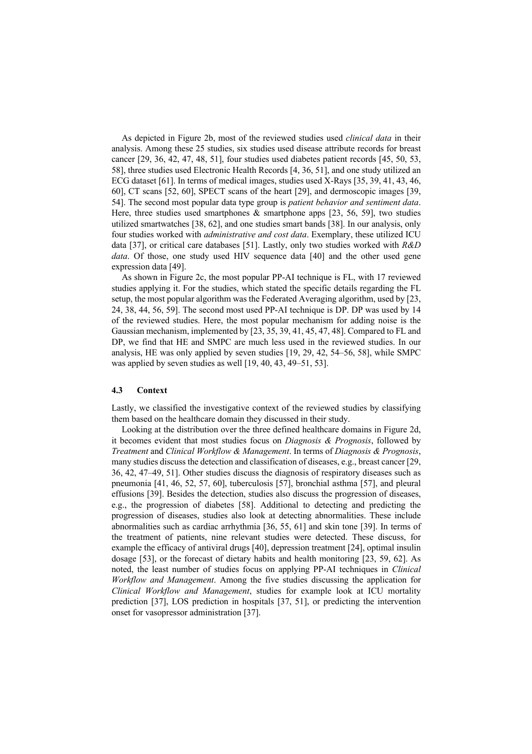As depicted in Figure 2b, most of the reviewed studies used *clinical data* in their analysis. Among these 25 studies, six studies used disease attribute records for breast cancer [29, 36, 42, 47, 48, 51], four studies used diabetes patient records [45, 50, 53, 58], three studies used Electronic Health Records [4, 36, 51], and one study utilized an ECG dataset [61]. In terms of medical images, studies used X-Rays [35, 39, 41, 43, 46, 60], CT scans [52, 60], SPECT scans of the heart [29], and dermoscopic images [39, 54]. The second most popular data type group is *patient behavior and sentiment data*. Here, three studies used smartphones & smartphone apps [23, 56, 59], two studies utilized smartwatches [38, 62], and one studies smart bands [38]. In our analysis, only four studies worked with *administrative and cost data*. Exemplary, these utilized ICU data [37], or critical care databases [51]. Lastly, only two studies worked with *R&D data*. Of those, one study used HIV sequence data [40] and the other used gene expression data [49].

As shown in Figure 2c, the most popular PP-AI technique is FL, with 17 reviewed studies applying it. For the studies, which stated the specific details regarding the FL setup, the most popular algorithm was the Federated Averaging algorithm, used by [23, 24, 38, 44, 56, 59]. The second most used PP-AI technique is DP. DP was used by 14 of the reviewed studies. Here, the most popular mechanism for adding noise is the Gaussian mechanism, implemented by [23, 35, 39, 41, 45, 47, 48]. Compared to FL and DP, we find that HE and SMPC are much less used in the reviewed studies. In our analysis, HE was only applied by seven studies [19, 29, 42, 54–56, 58], while SMPC was applied by seven studies as well [19, 40, 43, 49–51, 53].

### 4.3 Context

Lastly, we classified the investigative context of the reviewed studies by classifying them based on the healthcare domain they discussed in their study.

Looking at the distribution over the three defined healthcare domains in Figure 2d, it becomes evident that most studies focus on *Diagnosis & Prognosis*, followed by *Treatment* and *Clinical Workflow & Management*. In terms of *Diagnosis & Prognosis*, many studies discuss the detection and classification of diseases, e.g., breast cancer [29, 36, 42, 47–49, 51]. Other studies discuss the diagnosis of respiratory diseases such as pneumonia [41, 46, 52, 57, 60], tuberculosis [57], bronchial asthma [57], and pleural effusions [39]. Besides the detection, studies also discuss the progression of diseases, e.g., the progression of diabetes [58]. Additional to detecting and predicting the progression of diseases, studies also look at detecting abnormalities. These include abnormalities such as cardiac arrhythmia [36, 55, 61] and skin tone [39]. In terms of the treatment of patients, nine relevant studies were detected. These discuss, for example the efficacy of antiviral drugs [40], depression treatment [24], optimal insulin dosage [53], or the forecast of dietary habits and health monitoring [23, 59, 62]. As noted, the least number of studies focus on applying PP-AI techniques in *Clinical Workflow and Management*. Among the five studies discussing the application for *Clinical Workflow and Management*, studies for example look at ICU mortality prediction [37], LOS prediction in hospitals [37, 51], or predicting the intervention onset for vasopressor administration [37].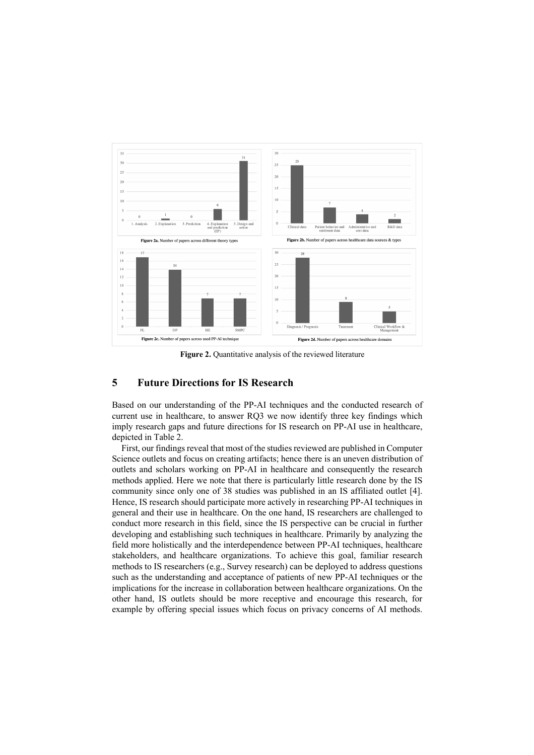35
30
25
20
15
10
5
0

31

6

1

0

0

1. Analysis
2. Explanation
3. Prediction
4. Explanation and prediction (EP)
5. Design and action

**Figure 2a.** Number of papers across different theory types

30
25
20
15
10
5
0

25

7

4

2

Clinical data
Patient behavior and sentiment data
Administrative and cost data
R&D data

**Figure 2b.** Number of papers across healthcare data sources & types

18
16
14
12
10
8
6
4
2
0

17

14

7

7

FL
DP
HE
SMPC

**Figure 2c.** Number of papers across used PP-AI technique

30
25
20
15
10
5
0

28

9

5

Diagnosis / Prognosis
Treatment
Clinical Workflow & Management

**Figure 2d.** Number of papers across healthcare domains

**Figure 2.** Quantitative analysis of the reviewed literature

## 5 Future Directions for IS Research

Based on our understanding of the PP-AI techniques and the conducted research of current use in healthcare, to answer RQ3 we now identify three key findings which imply research gaps and future directions for IS research on PP-AI use in healthcare, depicted in Table 2.

First, our findings reveal that most of the studies reviewed are published in Computer Science outlets and focus on creating artifacts; hence there is an uneven distribution of outlets and scholars working on PP-AI in healthcare and consequently the research methods applied. Here we note that there is particularly little research done by the IS community since only one of 38 studies was published in an IS affiliated outlet [4]. Hence, IS research should participate more actively in researching PP-AI techniques in general and their use in healthcare. On the one hand, IS researchers are challenged to conduct more research in this field, since the IS perspective can be crucial in further developing and establishing such techniques in healthcare. Primarily by analyzing the field more holistically and the interdependence between PP-AI techniques, healthcare stakeholders, and healthcare organizations. To achieve this goal, familiar research methods to IS researchers (e.g., Survey research) can be deployed to address questions such as the understanding and acceptance of patients of new PP-AI techniques or the implications for the increase in collaboration between healthcare organizations. On the other hand, IS outlets should be more receptive and encourage this research, for example by offering special issues which focus on privacy concerns of AI methods.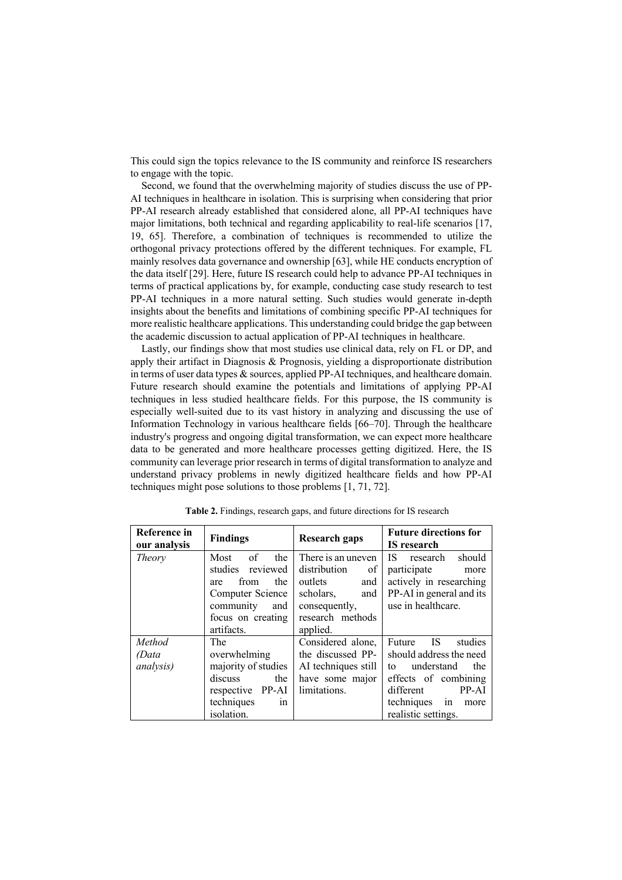This could sign the topics relevance to the IS community and reinforce IS researchers to engage with the topic.

Second, we found that the overwhelming majority of studies discuss the use of PP-AI techniques in healthcare in isolation. This is surprising when considering that prior PP-AI research already established that considered alone, all PP-AI techniques have major limitations, both technical and regarding applicability to real-life scenarios [17, 19, 65]. Therefore, a combination of techniques is recommended to utilize the orthogonal privacy protections offered by the different techniques. For example, FL mainly resolves data governance and ownership [63], while HE conducts encryption of the data itself [29]. Here, future IS research could help to advance PP-AI techniques in terms of practical applications by, for example, conducting case study research to test PP-AI techniques in a more natural setting. Such studies would generate in-depth insights about the benefits and limitations of combining specific PP-AI techniques for more realistic healthcare applications. This understanding could bridge the gap between the academic discussion to actual application of PP-AI techniques in healthcare.

Lastly, our findings show that most studies use clinical data, rely on FL or DP, and apply their artifact in Diagnosis & Prognosis, yielding a disproportionate distribution in terms of user data types & sources, applied PP-AI techniques, and healthcare domain. Future research should examine the potentials and limitations of applying PP-AI techniques in less studied healthcare fields. For this purpose, the IS community is especially well-suited due to its vast history in analyzing and discussing the use of Information Technology in various healthcare fields [66–70]. Through the healthcare industry's progress and ongoing digital transformation, we can expect more healthcare data to be generated and more healthcare processes getting digitized. Here, the IS community can leverage prior research in terms of digital transformation to analyze and understand privacy problems in newly digitized healthcare fields and how PP-AI techniques might pose solutions to those problems [1, 71, 72].

**Table 2.** Findings, research gaps, and future directions for IS research

| Reference in our analysis | Findings | Research gaps | Future directions for IS research |
|---|---|---|---|
| *Theory* | Most of the studies reviewed are from the Computer Science community and focus on creating artifacts. | There is an uneven distribution of outlets and scholars, and consequently, research methods applied. | IS research should participate more actively in researching PP-AI in general and its use in healthcare. |
| *Method (Data analysis)* | The overwhelming majority of studies discuss the respective PP-AI techniques in isolation. | Considered alone, the discussed PP-AI techniques still have some major limitations. | Future IS studies should address the need to understand the effects of combining different PP-AI techniques in more realistic settings. |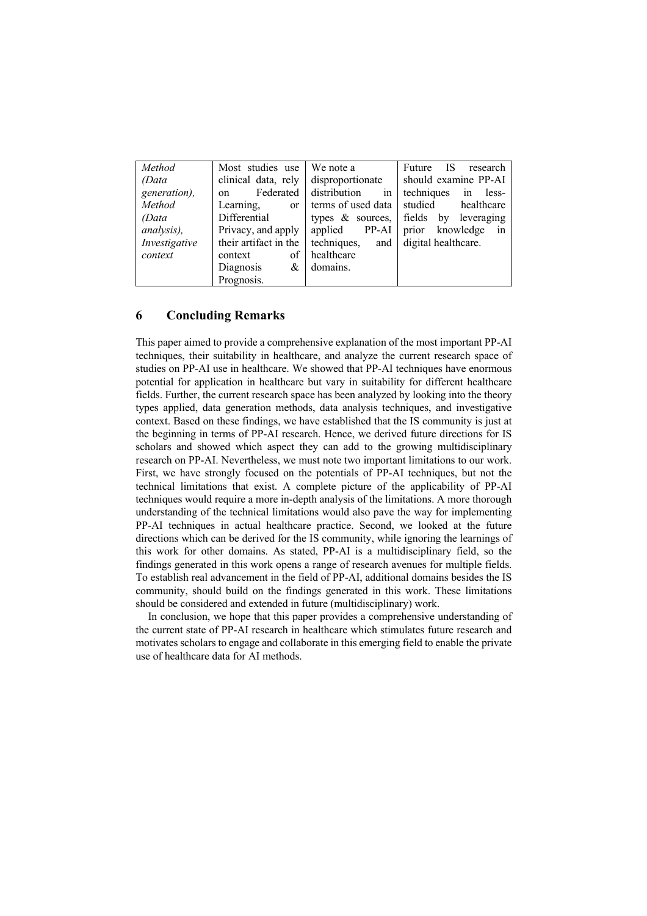| | | | |
|---|---|---|---|
| *Method (Data generation), Method (Data analysis), Investigative context* | Most studies use clinical data, rely on Federated Learning, or Differential Privacy, and apply their artifact in the context of Diagnosis & Prognosis. | We note a disproportionate distribution in terms of used data types & sources, applied PP-AI techniques, and healthcare domains. | Future IS research should examine PP-AI techniques in less-studied healthcare fields by leveraging prior knowledge in digital healthcare. |

## 6 Concluding Remarks

This paper aimed to provide a comprehensive explanation of the most important PP-AI techniques, their suitability in healthcare, and analyze the current research space of studies on PP-AI use in healthcare. We showed that PP-AI techniques have enormous potential for application in healthcare but vary in suitability for different healthcare fields. Further, the current research space has been analyzed by looking into the theory types applied, data generation methods, data analysis techniques, and investigative context. Based on these findings, we have established that the IS community is just at the beginning in terms of PP-AI research. Hence, we derived future directions for IS scholars and showed which aspect they can add to the growing multidisciplinary research on PP-AI. Nevertheless, we must note two important limitations to our work. First, we have strongly focused on the potentials of PP-AI techniques, but not the technical limitations that exist. A complete picture of the applicability of PP-AI techniques would require a more in-depth analysis of the limitations. A more thorough understanding of the technical limitations would also pave the way for implementing PP-AI techniques in actual healthcare practice. Second, we looked at the future directions which can be derived for the IS community, while ignoring the learnings of this work for other domains. As stated, PP-AI is a multidisciplinary field, so the findings generated in this work opens a range of research avenues for multiple fields. To establish real advancement in the field of PP-AI, additional domains besides the IS community, should build on the findings generated in this work. These limitations should be considered and extended in future (multidisciplinary) work.

In conclusion, we hope that this paper provides a comprehensive understanding of the current state of PP-AI research in healthcare which stimulates future research and motivates scholars to engage and collaborate in this emerging field to enable the private use of healthcare data for AI methods.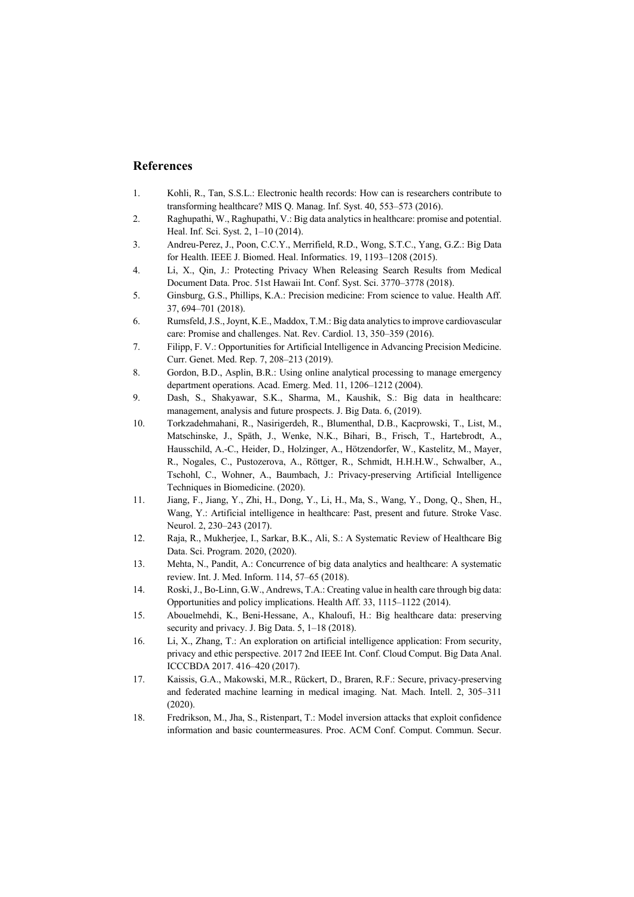## References

1. Kohli, R., Tan, S.S.L.: Electronic health records: How can is researchers contribute to transforming healthcare? MIS Q. Manag. Inf. Syst. 40, 553–573 (2016).
2. Raghupathi, W., Raghupathi, V.: Big data analytics in healthcare: promise and potential. Heal. Inf. Sci. Syst. 2, 1–10 (2014).
3. Andreu-Perez, J., Poon, C.C.Y., Merrifield, R.D., Wong, S.T.C., Yang, G.Z.: Big Data for Health. IEEE J. Biomed. Heal. Informatics. 19, 1193–1208 (2015).
4. Li, X., Qin, J.: Protecting Privacy When Releasing Search Results from Medical Document Data. Proc. 51st Hawaii Int. Conf. Syst. Sci. 3770–3778 (2018).
5. Ginsburg, G.S., Phillips, K.A.: Precision medicine: From science to value. Health Aff. 37, 694–701 (2018).
6. Rumsfeld, J.S., Joynt, K.E., Maddox, T.M.: Big data analytics to improve cardiovascular care: Promise and challenges. Nat. Rev. Cardiol. 13, 350–359 (2016).
7. Filipp, F. V.: Opportunities for Artificial Intelligence in Advancing Precision Medicine. Curr. Genet. Med. Rep. 7, 208–213 (2019).
8. Gordon, B.D., Asplin, B.R.: Using online analytical processing to manage emergency department operations. Acad. Emerg. Med. 11, 1206–1212 (2004).
9. Dash, S., Shakyawar, S.K., Sharma, M., Kaushik, S.: Big data in healthcare: management, analysis and future prospects. J. Big Data. 6, (2019).
10. Torkzadehmahani, R., Nasirigerdeh, R., Blumenthal, D.B., Kacprowski, T., List, M., Matschinske, J., Späth, J., Wenke, N.K., Bihari, B., Frisch, T., Hartebrodt, A., Hausschild, A.-C., Heider, D., Holzinger, A., Hötzendorfer, W., Kastelitz, M., Mayer, R., Nogales, C., Pustozerova, A., Röttger, R., Schmidt, H.H.H.W., Schwalber, A., Tschohl, C., Wohner, A., Baumbach, J.: Privacy-preserving Artificial Intelligence Techniques in Biomedicine. (2020).
11. Jiang, F., Jiang, Y., Zhi, H., Dong, Y., Li, H., Ma, S., Wang, Y., Dong, Q., Shen, H., Wang, Y.: Artificial intelligence in healthcare: Past, present and future. Stroke Vasc. Neurol. 2, 230–243 (2017).
12. Raja, R., Mukherjee, I., Sarkar, B.K., Ali, S.: A Systematic Review of Healthcare Big Data. Sci. Program. 2020, (2020).
13. Mehta, N., Pandit, A.: Concurrence of big data analytics and healthcare: A systematic review. Int. J. Med. Inform. 114, 57–65 (2018).
14. Roski, J., Bo-Linn, G.W., Andrews, T.A.: Creating value in health care through big data: Opportunities and policy implications. Health Aff. 33, 1115–1122 (2014).
15. Abouelmehdi, K., Beni-Hessane, A., Khaloufi, H.: Big healthcare data: preserving security and privacy. J. Big Data. 5, 1–18 (2018).
16. Li, X., Zhang, T.: An exploration on artificial intelligence application: From security, privacy and ethic perspective. 2017 2nd IEEE Int. Conf. Cloud Comput. Big Data Anal. ICCCBDA 2017. 416–420 (2017).
17. Kaissis, G.A., Makowski, M.R., Rückert, D., Braren, R.F.: Secure, privacy-preserving and federated machine learning in medical imaging. Nat. Mach. Intell. 2, 305–311 (2020).
18. Fredrikson, M., Jha, S., Ristenpart, T.: Model inversion attacks that exploit confidence information and basic countermeasures. Proc. ACM Conf. Comput. Commun. Secur.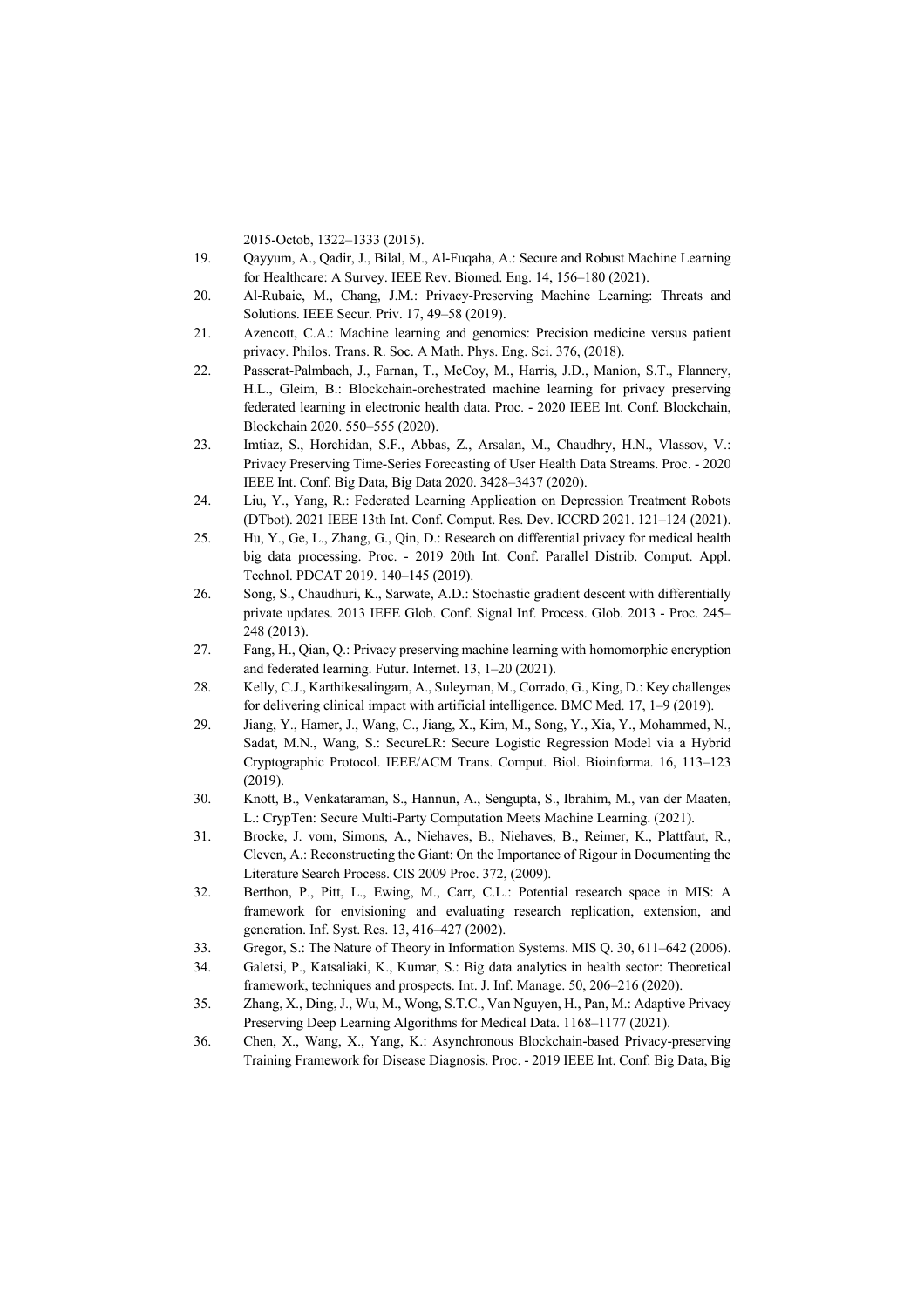2015-Octob, 1322–1333 (2015).

19. Qayyum, A., Qadir, J., Bilal, M., Al-Fuqaha, A.: Secure and Robust Machine Learning for Healthcare: A Survey. IEEE Rev. Biomed. Eng. 14, 156–180 (2021).
20. Al-Rubaie, M., Chang, J.M.: Privacy-Preserving Machine Learning: Threats and Solutions. IEEE Secur. Priv. 17, 49–58 (2019).
21. Azencott, C.A.: Machine learning and genomics: Precision medicine versus patient privacy. Philos. Trans. R. Soc. A Math. Phys. Eng. Sci. 376, (2018).
22. Passerat-Palmbach, J., Farnan, T., McCoy, M., Harris, J.D., Manion, S.T., Flannery, H.L., Gleim, B.: Blockchain-orchestrated machine learning for privacy preserving federated learning in electronic health data. Proc. - 2020 IEEE Int. Conf. Blockchain, Blockchain 2020. 550–555 (2020).
23. Imtiaz, S., Horchidan, S.F., Abbas, Z., Arsalan, M., Chaudhry, H.N., Vlassov, V.: Privacy Preserving Time-Series Forecasting of User Health Data Streams. Proc. - 2020 IEEE Int. Conf. Big Data, Big Data 2020. 3428–3437 (2020).
24. Liu, Y., Yang, R.: Federated Learning Application on Depression Treatment Robots (DTbot). 2021 IEEE 13th Int. Conf. Comput. Res. Dev. ICCRD 2021. 121–124 (2021).
25. Hu, Y., Ge, L., Zhang, G., Qin, D.: Research on differential privacy for medical health big data processing. Proc. - 2019 20th Int. Conf. Parallel Distrib. Comput. Appl. Technol. PDCAT 2019. 140–145 (2019).
26. Song, S., Chaudhuri, K., Sarwate, A.D.: Stochastic gradient descent with differentially private updates. 2013 IEEE Glob. Conf. Signal Inf. Process. Glob. 2013 - Proc. 245–248 (2013).
27. Fang, H., Qian, Q.: Privacy preserving machine learning with homomorphic encryption and federated learning. Futur. Internet. 13, 1–20 (2021).
28. Kelly, C.J., Karthikesalingam, A., Suleyman, M., Corrado, G., King, D.: Key challenges for delivering clinical impact with artificial intelligence. BMC Med. 17, 1–9 (2019).
29. Jiang, Y., Hamer, J., Wang, C., Jiang, X., Kim, M., Song, Y., Xia, Y., Mohammed, N., Sadat, M.N., Wang, S.: SecureLR: Secure Logistic Regression Model via a Hybrid Cryptographic Protocol. IEEE/ACM Trans. Comput. Biol. Bioinforma. 16, 113–123 (2019).
30. Knott, B., Venkataraman, S., Hannun, A., Sengupta, S., Ibrahim, M., van der Maaten, L.: CrypTen: Secure Multi-Party Computation Meets Machine Learning. (2021).
31. Brocke, J. vom, Simons, A., Niehaves, B., Niehaves, B., Reimer, K., Plattfaut, R., Cleven, A.: Reconstructing the Giant: On the Importance of Rigour in Documenting the Literature Search Process. CIS 2009 Proc. 372, (2009).
32. Berthon, P., Pitt, L., Ewing, M., Carr, C.L.: Potential research space in MIS: A framework for envisioning and evaluating research replication, extension, and generation. Inf. Syst. Res. 13, 416–427 (2002).
33. Gregor, S.: The Nature of Theory in Information Systems. MIS Q. 30, 611–642 (2006).
34. Galetsi, P., Katsaliaki, K., Kumar, S.: Big data analytics in health sector: Theoretical framework, techniques and prospects. Int. J. Inf. Manage. 50, 206–216 (2020).
35. Zhang, X., Ding, J., Wu, M., Wong, S.T.C., Van Nguyen, H., Pan, M.: Adaptive Privacy Preserving Deep Learning Algorithms for Medical Data. 1168–1177 (2021).
36. Chen, X., Wang, X., Yang, K.: Asynchronous Blockchain-based Privacy-preserving Training Framework for Disease Diagnosis. Proc. - 2019 IEEE Int. Conf. Big Data, Big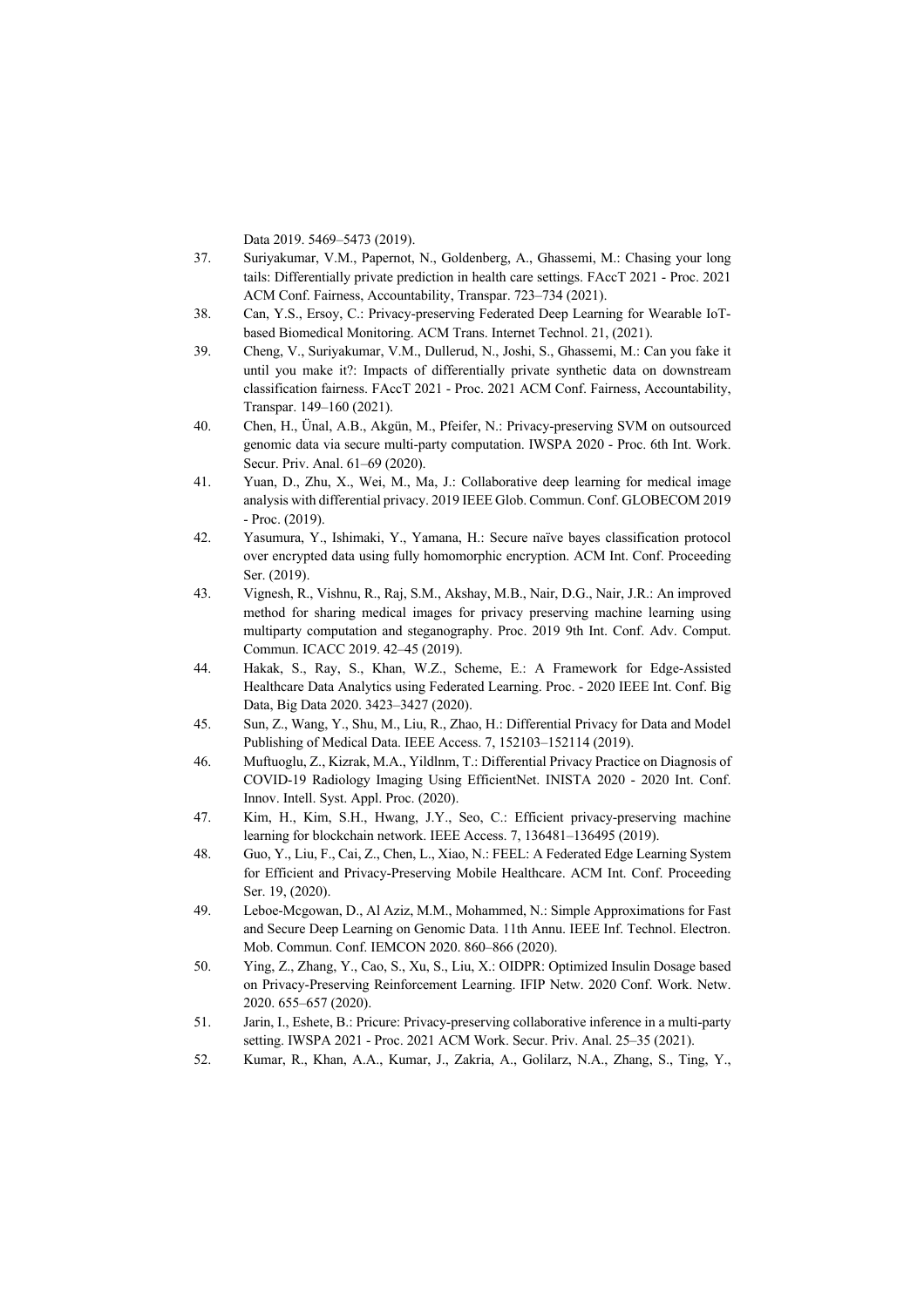Data 2019. 5469–5473 (2019).

37. Suriyakumar, V.M., Papernot, N., Goldenberg, A., Ghassemi, M.: Chasing your long tails: Differentially private prediction in health care settings. FAccT 2021 - Proc. 2021 ACM Conf. Fairness, Accountability, Transpar. 723–734 (2021).
38. Can, Y.S., Ersoy, C.: Privacy-preserving Federated Deep Learning for Wearable IoT-based Biomedical Monitoring. ACM Trans. Internet Technol. 21, (2021).
39. Cheng, V., Suriyakumar, V.M., Dullerud, N., Joshi, S., Ghassemi, M.: Can you fake it until you make it?: Impacts of differentially private synthetic data on downstream classification fairness. FAccT 2021 - Proc. 2021 ACM Conf. Fairness, Accountability, Transpar. 149–160 (2021).
40. Chen, H., Ünal, A.B., Akgün, M., Pfeifer, N.: Privacy-preserving SVM on outsourced genomic data via secure multi-party computation. IWSPA 2020 - Proc. 6th Int. Work. Secur. Priv. Anal. 61–69 (2020).
41. Yuan, D., Zhu, X., Wei, M., Ma, J.: Collaborative deep learning for medical image analysis with differential privacy. 2019 IEEE Glob. Commun. Conf. GLOBECOM 2019 - Proc. (2019).
42. Yasumura, Y., Ishimaki, Y., Yamana, H.: Secure naïve bayes classification protocol over encrypted data using fully homomorphic encryption. ACM Int. Conf. Proceeding Ser. (2019).
43. Vignesh, R., Vishnu, R., Raj, S.M., Akshay, M.B., Nair, D.G., Nair, J.R.: An improved method for sharing medical images for privacy preserving machine learning using multiparty computation and steganography. Proc. 2019 9th Int. Conf. Adv. Comput. Commun. ICACC 2019. 42–45 (2019).
44. Hakak, S., Ray, S., Khan, W.Z., Scheme, E.: A Framework for Edge-Assisted Healthcare Data Analytics using Federated Learning. Proc. - 2020 IEEE Int. Conf. Big Data, Big Data 2020. 3423–3427 (2020).
45. Sun, Z., Wang, Y., Shu, M., Liu, R., Zhao, H.: Differential Privacy for Data and Model Publishing of Medical Data. IEEE Access. 7, 152103–152114 (2019).
46. Muftuoglu, Z., Kizrak, M.A., Yildlnm, T.: Differential Privacy Practice on Diagnosis of COVID-19 Radiology Imaging Using EfficientNet. INISTA 2020 - 2020 Int. Conf. Innov. Intell. Syst. Appl. Proc. (2020).
47. Kim, H., Kim, S.H., Hwang, J.Y., Seo, C.: Efficient privacy-preserving machine learning for blockchain network. IEEE Access. 7, 136481–136495 (2019).
48. Guo, Y., Liu, F., Cai, Z., Chen, L., Xiao, N.: FEEL: A Federated Edge Learning System for Efficient and Privacy-Preserving Mobile Healthcare. ACM Int. Conf. Proceeding Ser. 19, (2020).
49. Leboe-Mcgowan, D., Al Aziz, M.M., Mohammed, N.: Simple Approximations for Fast and Secure Deep Learning on Genomic Data. 11th Annu. IEEE Inf. Technol. Electron. Mob. Commun. Conf. IEMCON 2020. 860–866 (2020).
50. Ying, Z., Zhang, Y., Cao, S., Xu, S., Liu, X.: OIDPR: Optimized Insulin Dosage based on Privacy-Preserving Reinforcement Learning. IFIP Netw. 2020 Conf. Work. Netw. 2020. 655–657 (2020).
51. Jarin, I., Eshete, B.: Pricure: Privacy-preserving collaborative inference in a multi-party setting. IWSPA 2021 - Proc. 2021 ACM Work. Secur. Priv. Anal. 25–35 (2021).
52. Kumar, R., Khan, A.A., Kumar, J., Zakria, A., Golilarz, N.A., Zhang, S., Ting, Y.,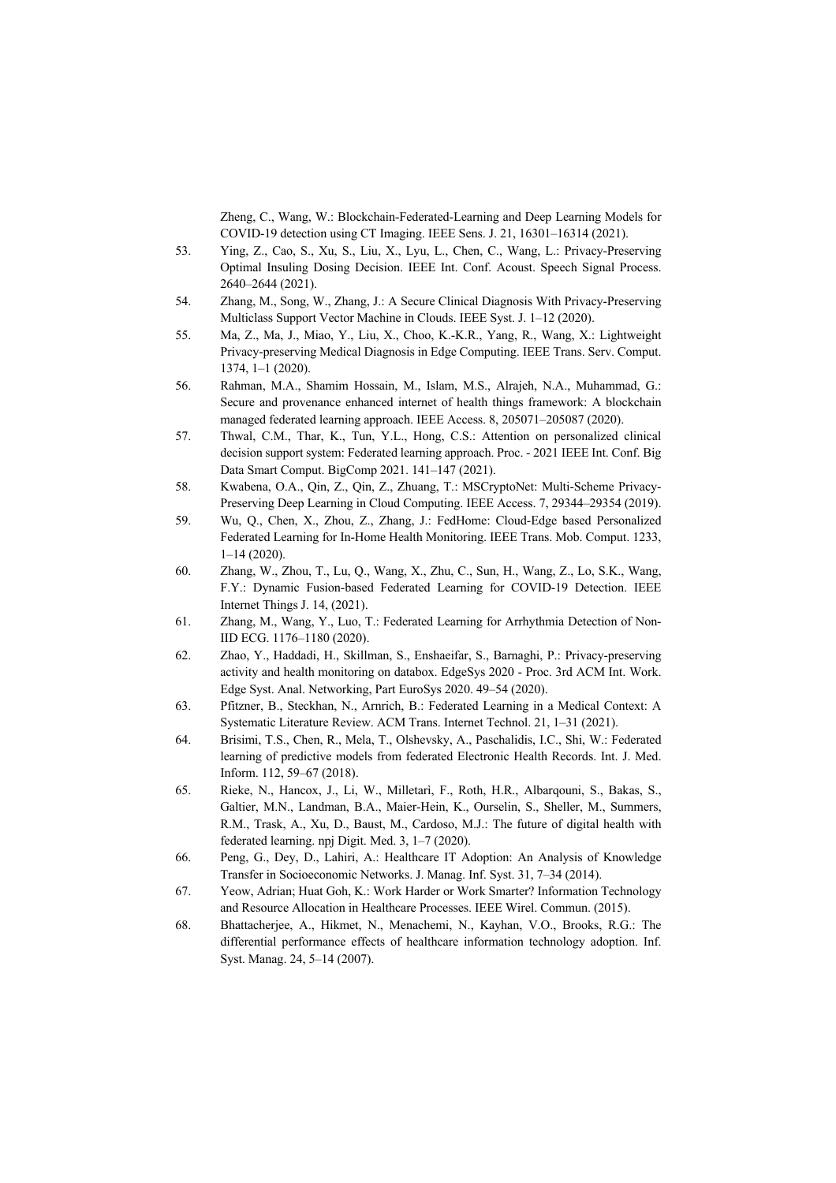Zheng, C., Wang, W.: Blockchain-Federated-Learning and Deep Learning Models for COVID-19 detection using CT Imaging. IEEE Sens. J. 21, 16301–16314 (2021).

53. Ying, Z., Cao, S., Xu, S., Liu, X., Lyu, L., Chen, C., Wang, L.: Privacy-Preserving Optimal Insuling Dosing Decision. IEEE Int. Conf. Acoust. Speech Signal Process. 2640–2644 (2021).
54. Zhang, M., Song, W., Zhang, J.: A Secure Clinical Diagnosis With Privacy-Preserving Multiclass Support Vector Machine in Clouds. IEEE Syst. J. 1–12 (2020).
55. Ma, Z., Ma, J., Miao, Y., Liu, X., Choo, K.-K.R., Yang, R., Wang, X.: Lightweight Privacy-preserving Medical Diagnosis in Edge Computing. IEEE Trans. Serv. Comput. 1374, 1–1 (2020).
56. Rahman, M.A., Shamim Hossain, M., Islam, M.S., Alrajeh, N.A., Muhammad, G.: Secure and provenance enhanced internet of health things framework: A blockchain managed federated learning approach. IEEE Access. 8, 205071–205087 (2020).
57. Thwal, C.M., Thar, K., Tun, Y.L., Hong, C.S.: Attention on personalized clinical decision support system: Federated learning approach. Proc. - 2021 IEEE Int. Conf. Big Data Smart Comput. BigComp 2021. 141–147 (2021).
58. Kwabena, O.A., Qin, Z., Qin, Z., Zhuang, T.: MSCryptoNet: Multi-Scheme Privacy-Preserving Deep Learning in Cloud Computing. IEEE Access. 7, 29344–29354 (2019).
59. Wu, Q., Chen, X., Zhou, Z., Zhang, J.: FedHome: Cloud-Edge based Personalized Federated Learning for In-Home Health Monitoring. IEEE Trans. Mob. Comput. 1233, 1–14 (2020).
60. Zhang, W., Zhou, T., Lu, Q., Wang, X., Zhu, C., Sun, H., Wang, Z., Lo, S.K., Wang, F.Y.: Dynamic Fusion-based Federated Learning for COVID-19 Detection. IEEE Internet Things J. 14, (2021).
61. Zhang, M., Wang, Y., Luo, T.: Federated Learning for Arrhythmia Detection of Non-IID ECG. 1176–1180 (2020).
62. Zhao, Y., Haddadi, H., Skillman, S., Enshaeifar, S., Barnaghi, P.: Privacy-preserving activity and health monitoring on databox. EdgeSys 2020 - Proc. 3rd ACM Int. Work. Edge Syst. Anal. Networking, Part EuroSys 2020. 49–54 (2020).
63. Pfitzner, B., Steckhan, N., Arnrich, B.: Federated Learning in a Medical Context: A Systematic Literature Review. ACM Trans. Internet Technol. 21, 1–31 (2021).
64. Brisimi, T.S., Chen, R., Mela, T., Olshevsky, A., Paschalidis, I.C., Shi, W.: Federated learning of predictive models from federated Electronic Health Records. Int. J. Med. Inform. 112, 59–67 (2018).
65. Rieke, N., Hancox, J., Li, W., Milletarì, F., Roth, H.R., Albarqouni, S., Bakas, S., Galtier, M.N., Landman, B.A., Maier-Hein, K., Ourselin, S., Sheller, M., Summers, R.M., Trask, A., Xu, D., Baust, M., Cardoso, M.J.: The future of digital health with federated learning. npj Digit. Med. 3, 1–7 (2020).
66. Peng, G., Dey, D., Lahiri, A.: Healthcare IT Adoption: An Analysis of Knowledge Transfer in Socioeconomic Networks. J. Manag. Inf. Syst. 31, 7–34 (2014).
67. Yeow, Adrian; Huat Goh, K.: Work Harder or Work Smarter? Information Technology and Resource Allocation in Healthcare Processes. IEEE Wirel. Commun. (2015).
68. Bhattacherjee, A., Hikmet, N., Menachemi, N., Kayhan, V.O., Brooks, R.G.: The differential performance effects of healthcare information technology adoption. Inf. Syst. Manag. 24, 5–14 (2007).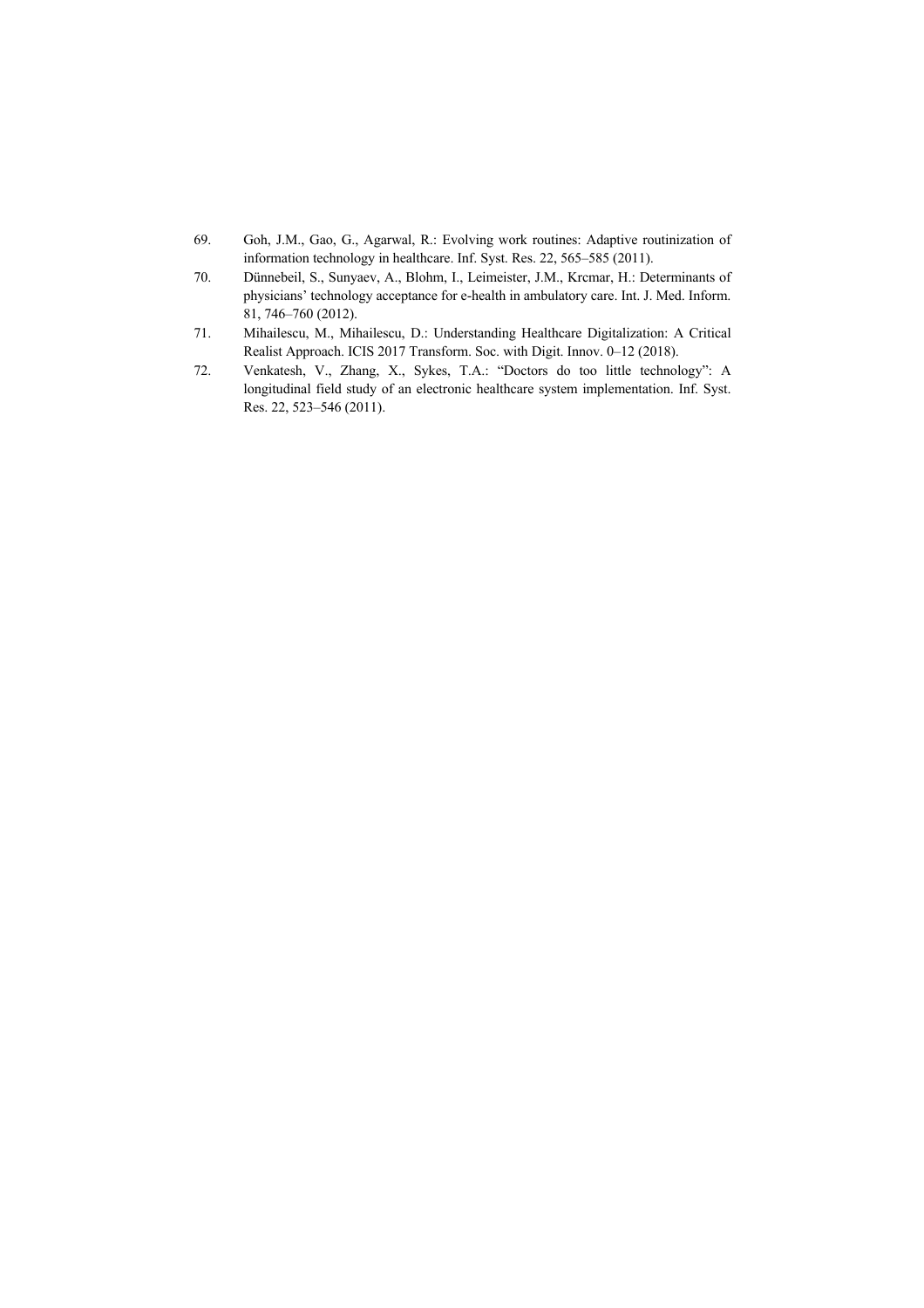69. Goh, J.M., Gao, G., Agarwal, R.: Evolving work routines: Adaptive routinization of information technology in healthcare. Inf. Syst. Res. 22, 565–585 (2011).
70. Dünnebeil, S., Sunyaev, A., Blohm, I., Leimeister, J.M., Krcmar, H.: Determinants of physicians' technology acceptance for e-health in ambulatory care. Int. J. Med. Inform. 81, 746–760 (2012).
71. Mihailescu, M., Mihailescu, D.: Understanding Healthcare Digitalization: A Critical Realist Approach. ICIS 2017 Transform. Soc. with Digit. Innov. 0–12 (2018).
72. Venkatesh, V., Zhang, X., Sykes, T.A.: "Doctors do too little technology": A longitudinal field study of an electronic healthcare system implementation. Inf. Syst. Res. 22, 523–546 (2011).